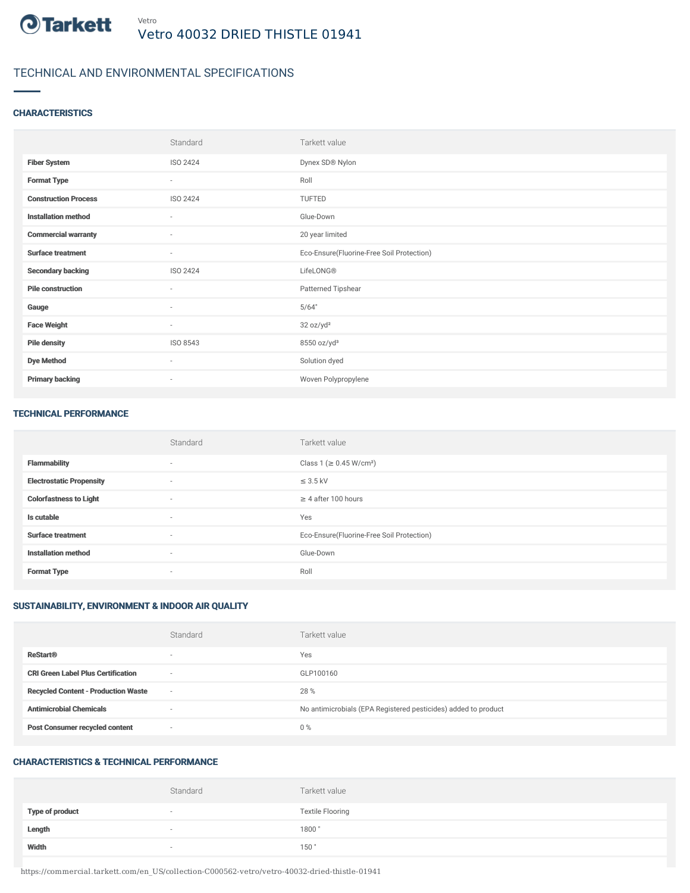Tarkett

Vetro

# Vetro 40032 DRIED THISTLE 01941

## TECHNICAL AND ENVIRONMENTAL SPECIFICATIONS

### CHARACTERISTICS

| | Standard | Tarkett value |
|---|---|---|
| **Fiber System** | ISO 2424 | Dynex SD® Nylon |
| **Format Type** | - | Roll |
| **Construction Process** | ISO 2424 | TUFTED |
| **Installation method** | - | Glue-Down |
| **Commercial warranty** | - | 20 year limited |
| **Surface treatment** | - | Eco-Ensure(Fluorine-Free Soil Protection) |
| **Secondary backing** | ISO 2424 | LifeLONG® |
| **Pile construction** | - | Patterned Tipshear |
| **Gauge** | - | 5/64" |
| **Face Weight** | - | 32 oz/yd² |
| **Pile density** | ISO 8543 | 8550 oz/yd³ |
| **Dye Method** | - | Solution dyed |
| **Primary backing** | - | Woven Polypropylene |

### TECHNICAL PERFORMANCE

| | Standard | Tarkett value |
|---|---|---|
| **Flammability** | - | Class 1 (≥ 0.45 W/cm²) |
| **Electrostatic Propensity** | - | ≤ 3.5 kV |
| **Colorfastness to Light** | - | ≥ 4 after 100 hours |
| **Is cutable** | - | Yes |
| **Surface treatment** | - | Eco-Ensure(Fluorine-Free Soil Protection) |
| **Installation method** | - | Glue-Down |
| **Format Type** | - | Roll |

### SUSTAINABILITY, ENVIRONMENT & INDOOR AIR QUALITY

| | Standard | Tarkett value |
|---|---|---|
| **ReStart®** | - | Yes |
| **CRI Green Label Plus Certification** | - | GLP100160 |
| **Recycled Content - Production Waste** | - | 28 % |
| **Antimicrobial Chemicals** | - | No antimicrobials (EPA Registered pesticides) added to product |
| **Post Consumer recycled content** | - | 0 % |

### CHARACTERISTICS & TECHNICAL PERFORMANCE

| | Standard | Tarkett value |
|---|---|---|
| **Type of product** | - | Textile Flooring |
| **Length** | - | 1800 " |
| **Width** | - | 150 " |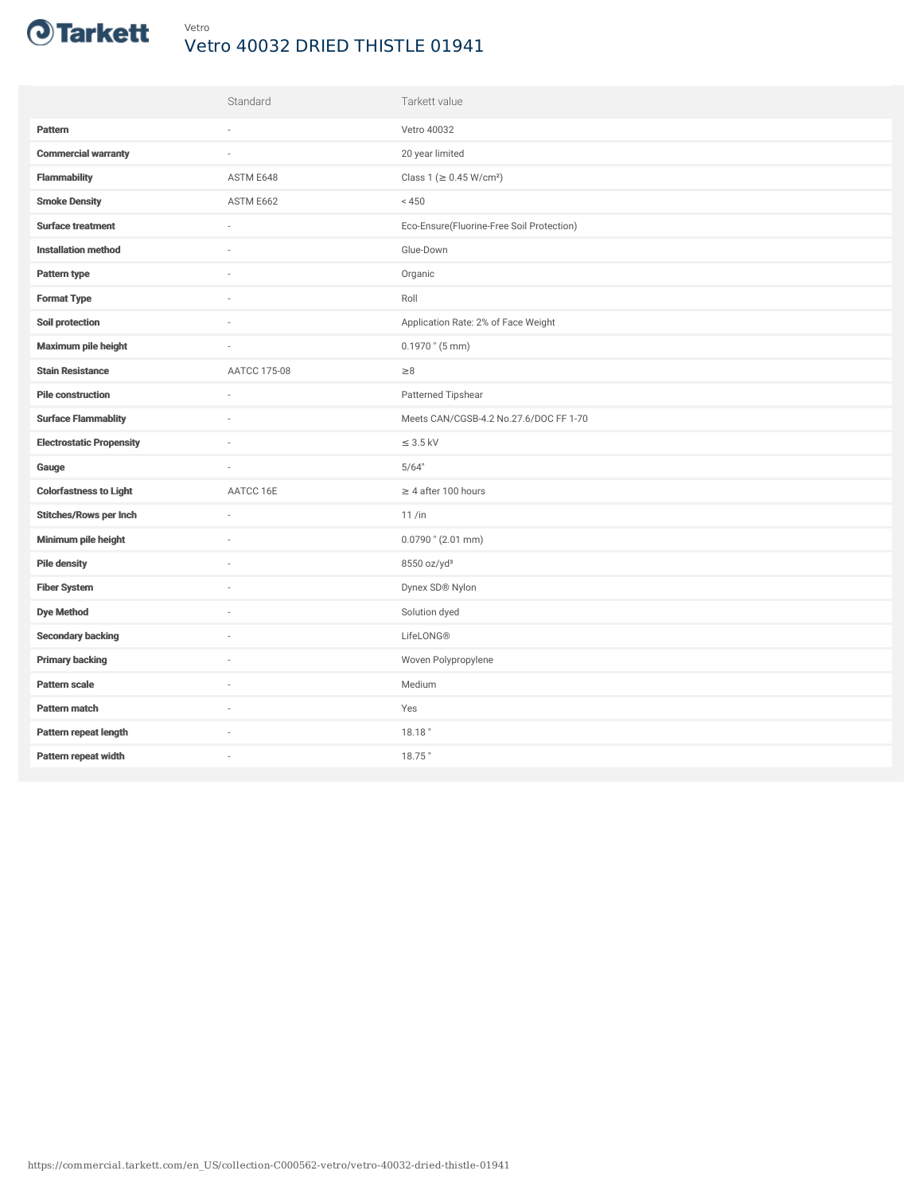Vetro

# Vetro 40032 DRIED THISTLE 01941

| | Standard | Tarkett value |
|---|---|---|
| **Pattern** | - | Vetro 40032 |
| **Commercial warranty** | - | 20 year limited |
| **Flammability** | ASTM E648 | Class 1 (≥ 0.45 W/cm²) |
| **Smoke Density** | ASTM E662 | < 450 |
| **Surface treatment** | - | Eco-Ensure(Fluorine-Free Soil Protection) |
| **Installation method** | - | Glue-Down |
| **Pattern type** | - | Organic |
| **Format Type** | - | Roll |
| **Soil protection** | - | Application Rate: 2% of Face Weight |
| **Maximum pile height** | - | 0.1970 " (5 mm) |
| **Stain Resistance** | AATCC 175-08 | ≥8 |
| **Pile construction** | - | Patterned Tipshear |
| **Surface Flammablity** | - | Meets CAN/CGSB-4.2 No.27.6/DOC FF 1-70 |
| **Electrostatic Propensity** | - | ≤ 3.5 kV |
| **Gauge** | - | 5/64" |
| **Colorfastness to Light** | AATCC 16E | ≥ 4 after 100 hours |
| **Stitches/Rows per Inch** | - | 11 /in |
| **Minimum pile height** | - | 0.0790 " (2.01 mm) |
| **Pile density** | - | 8550 oz/yd³ |
| **Fiber System** | - | Dynex SD® Nylon |
| **Dye Method** | - | Solution dyed |
| **Secondary backing** | - | LifeLONG® |
| **Primary backing** | - | Woven Polypropylene |
| **Pattern scale** | - | Medium |
| **Pattern match** | - | Yes |
| **Pattern repeat length** | - | 18.18 " |
| **Pattern repeat width** | - | 18.75 " |